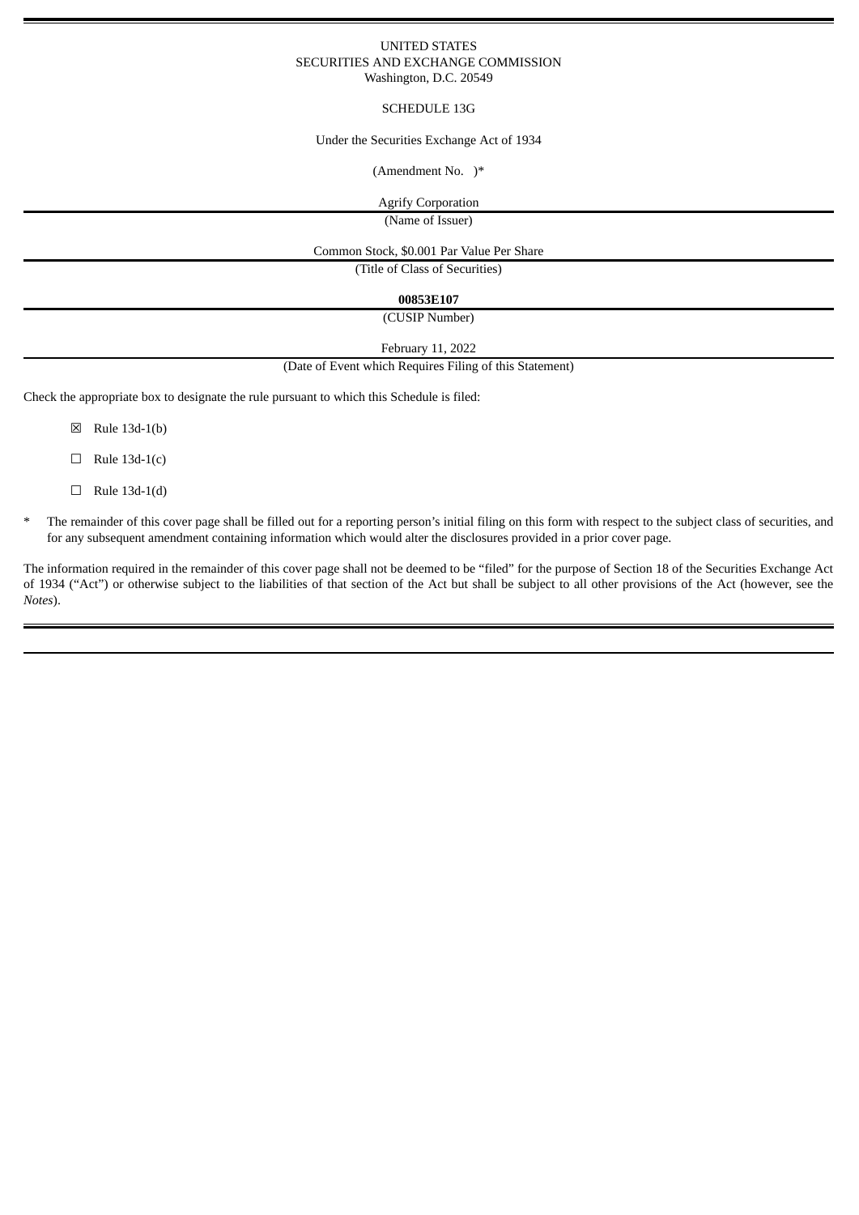UNITED STATES
SECURITIES AND EXCHANGE COMMISSION
Washington, D.C. 20549

SCHEDULE 13G

Under the Securities Exchange Act of 1934

(Amendment No. )*

Agrify Corporation

(Name of Issuer)

Common Stock, $0.001 Par Value Per Share

(Title of Class of Securities)

**00853E107**

(CUSIP Number)

February 11, 2022

(Date of Event which Requires Filing of this Statement)

Check the appropriate box to designate the rule pursuant to which this Schedule is filed:

☒ Rule 13d-1(b)

☐ Rule 13d-1(c)

☐ Rule 13d-1(d)

\* The remainder of this cover page shall be filled out for a reporting person's initial filing on this form with respect to the subject class of securities, and for any subsequent amendment containing information which would alter the disclosures provided in a prior cover page.

The information required in the remainder of this cover page shall not be deemed to be "filed" for the purpose of Section 18 of the Securities Exchange Act of 1934 ("Act") or otherwise subject to the liabilities of that section of the Act but shall be subject to all other provisions of the Act (however, see the *Notes*).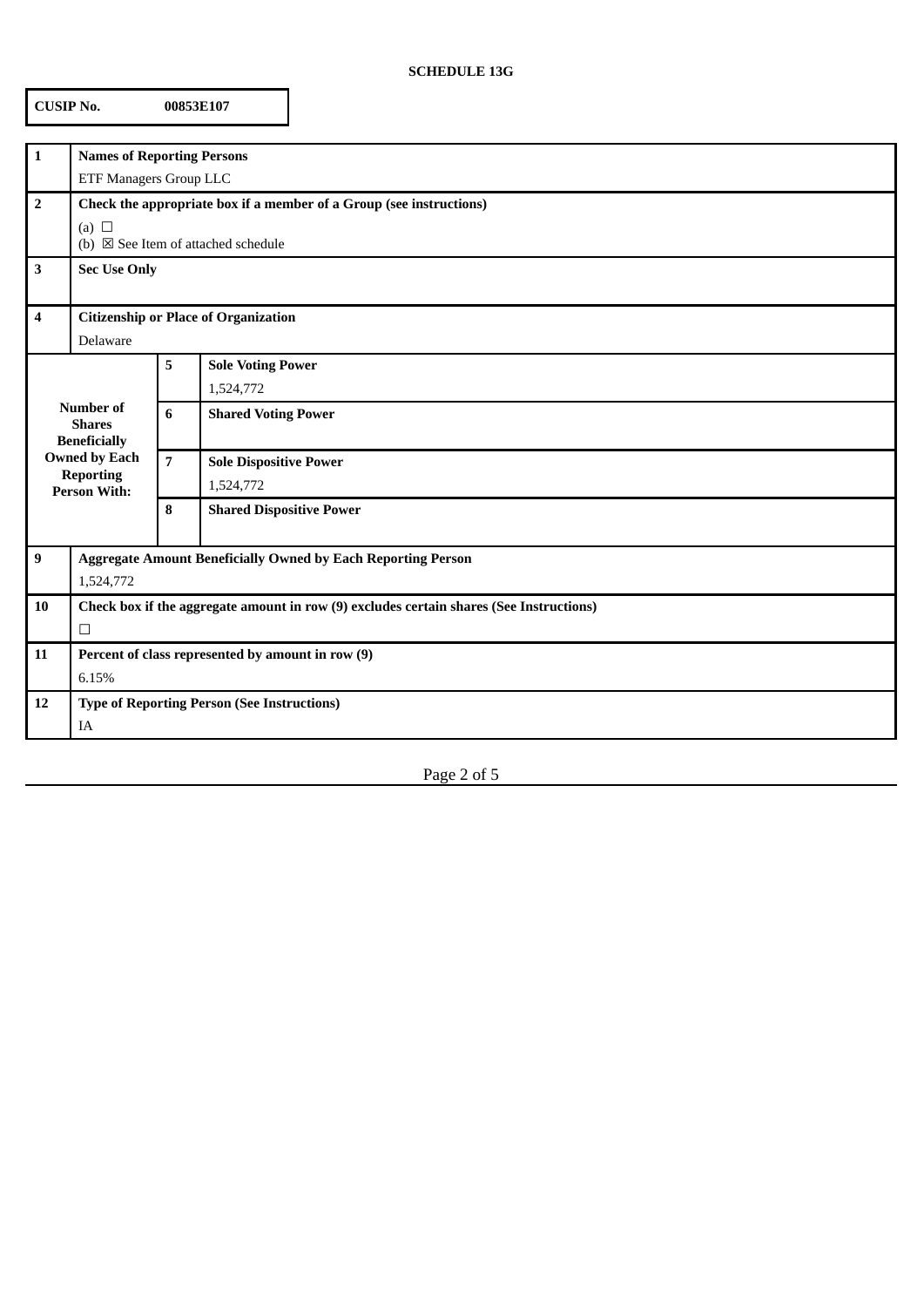**SCHEDULE 13G**

| **CUSIP No.** | **00853E107** |
|---|---|

| | | | |
|---|---|---|---|
| **1** | **Names of Reporting Persons** | | |
| | ETF Managers Group LLC | | |
| **2** | **Check the appropriate box if a member of a Group (see instructions)** | | |
| | (a) ☐<br>(b) ☒ See Item of attached schedule | | |
| **3** | **Sec Use Only** | | |
| **4** | **Citizenship or Place of Organization** | | |
| | Delaware | | |
| **Number of Shares Beneficially Owned by Each Reporting Person With:** | | **5** | **Sole Voting Power**<br>1,524,772 |
| | | **6** | **Shared Voting Power** |
| | | **7** | **Sole Dispositive Power**<br>1,524,772 |
| | | **8** | **Shared Dispositive Power** |
| **9** | **Aggregate Amount Beneficially Owned by Each Reporting Person** | | |
| | 1,524,772 | | |
| **10** | **Check box if the aggregate amount in row (9) excludes certain shares (See Instructions)** | | |
| | ☐ | | |
| **11** | **Percent of class represented by amount in row (9)** | | |
| | 6.15% | | |
| **12** | **Type of Reporting Person (See Instructions)** | | |
| | IA | | |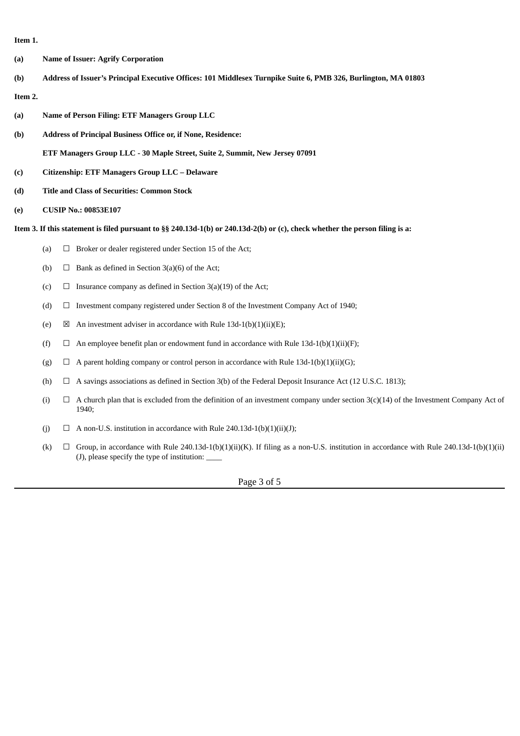**Item 1.**

**(a)** **Name of Issuer: Agrify Corporation**

**(b)** **Address of Issuer's Principal Executive Offices: 101 Middlesex Turnpike Suite 6, PMB 326, Burlington, MA 01803**

**Item 2.**

**(a)** **Name of Person Filing: ETF Managers Group LLC**

**(b)** **Address of Principal Business Office or, if None, Residence:**

**ETF Managers Group LLC - 30 Maple Street, Suite 2, Summit, New Jersey 07091**

**(c)** **Citizenship: ETF Managers Group LLC – Delaware**

**(d)** **Title and Class of Securities: Common Stock**

**(e)** **CUSIP No.: 00853E107**

**Item 3. If this statement is filed pursuant to §§ 240.13d-1(b) or 240.13d-2(b) or (c), check whether the person filing is a:**

(a) ☐ Broker or dealer registered under Section 15 of the Act;

(b) ☐ Bank as defined in Section 3(a)(6) of the Act;

(c) ☐ Insurance company as defined in Section 3(a)(19) of the Act;

(d) ☐ Investment company registered under Section 8 of the Investment Company Act of 1940;

(e) ☒ An investment adviser in accordance with Rule 13d-1(b)(1)(ii)(E);

(f) ☐ An employee benefit plan or endowment fund in accordance with Rule 13d-1(b)(1)(ii)(F);

(g) ☐ A parent holding company or control person in accordance with Rule 13d-1(b)(1)(ii)(G);

(h) ☐ A savings associations as defined in Section 3(b) of the Federal Deposit Insurance Act (12 U.S.C. 1813);

(i) ☐ A church plan that is excluded from the definition of an investment company under section 3(c)(14) of the Investment Company Act of 1940;

(j) ☐ A non-U.S. institution in accordance with Rule 240.13d-1(b)(1)(ii)(J);

(k) ☐ Group, in accordance with Rule 240.13d-1(b)(1)(ii)(K). If filing as a non-U.S. institution in accordance with Rule 240.13d-1(b)(1)(ii)(J), please specify the type of institution: ____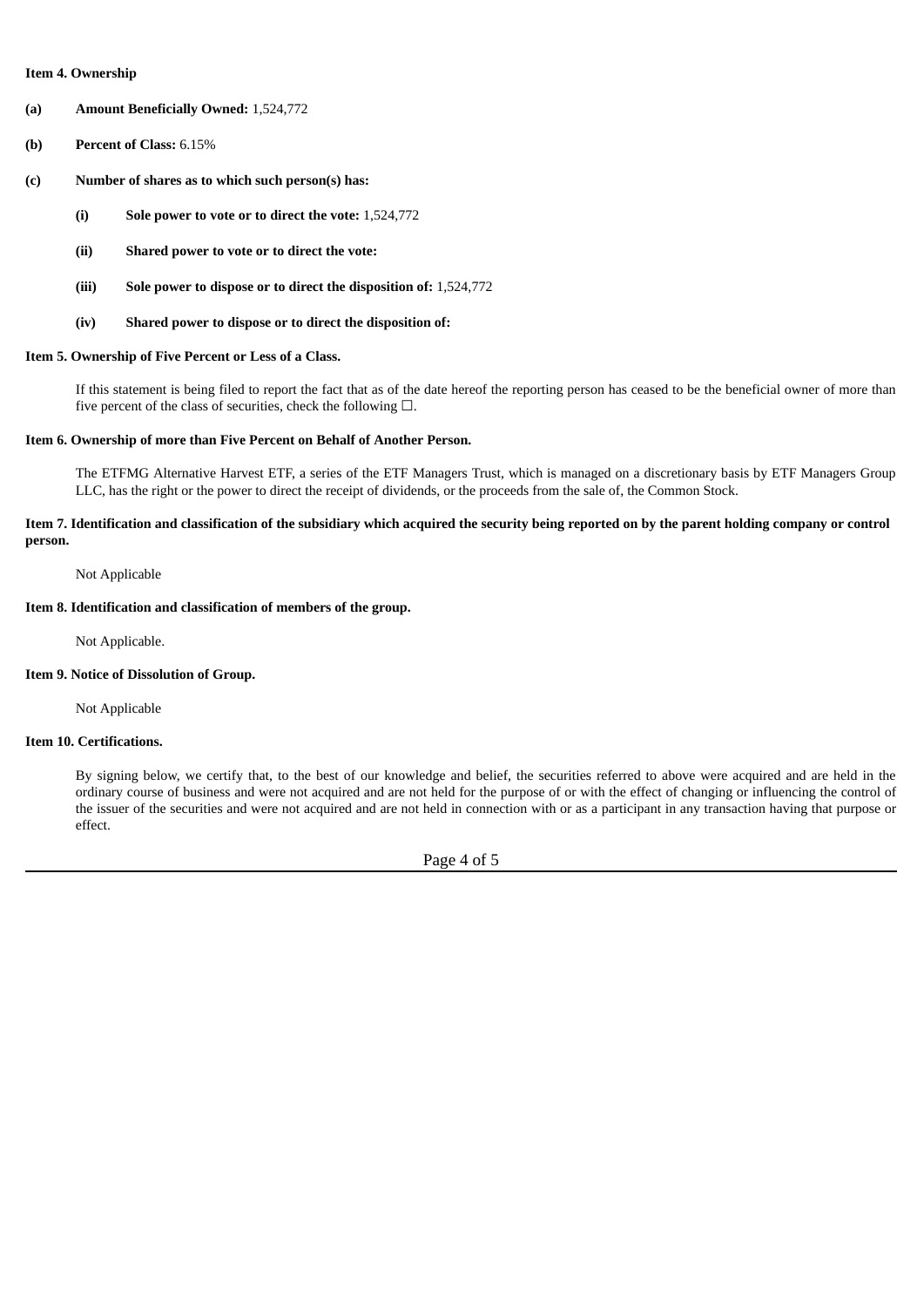**Item 4. Ownership**

**(a)** **Amount Beneficially Owned:** 1,524,772

**(b)** **Percent of Class:** 6.15%

**(c)** **Number of shares as to which such person(s) has:**

- **(i)** **Sole power to vote or to direct the vote:** 1,524,772
- **(ii)** **Shared power to vote or to direct the vote:**
- **(iii)** **Sole power to dispose or to direct the disposition of:** 1,524,772
- **(iv)** **Shared power to dispose or to direct the disposition of:**

**Item 5. Ownership of Five Percent or Less of a Class.**

If this statement is being filed to report the fact that as of the date hereof the reporting person has ceased to be the beneficial owner of more than five percent of the class of securities, check the following ☐.

**Item 6. Ownership of more than Five Percent on Behalf of Another Person.**

The ETFMG Alternative Harvest ETF, a series of the ETF Managers Trust, which is managed on a discretionary basis by ETF Managers Group LLC, has the right or the power to direct the receipt of dividends, or the proceeds from the sale of, the Common Stock.

**Item 7. Identification and classification of the subsidiary which acquired the security being reported on by the parent holding company or control person.**

Not Applicable

**Item 8. Identification and classification of members of the group.**

Not Applicable.

**Item 9. Notice of Dissolution of Group.**

Not Applicable

**Item 10. Certifications.**

By signing below, we certify that, to the best of our knowledge and belief, the securities referred to above were acquired and are held in the ordinary course of business and were not acquired and are not held for the purpose of or with the effect of changing or influencing the control of the issuer of the securities and were not acquired and are not held in connection with or as a participant in any transaction having that purpose or effect.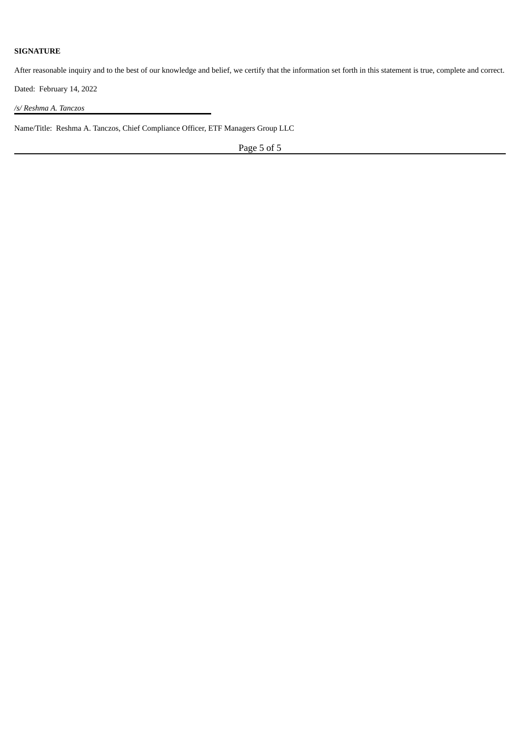**SIGNATURE**

After reasonable inquiry and to the best of our knowledge and belief, we certify that the information set forth in this statement is true, complete and correct.

Dated: February 14, 2022

*/s/ Reshma A. Tanczos*

Name/Title: Reshma A. Tanczos, Chief Compliance Officer, ETF Managers Group LLC